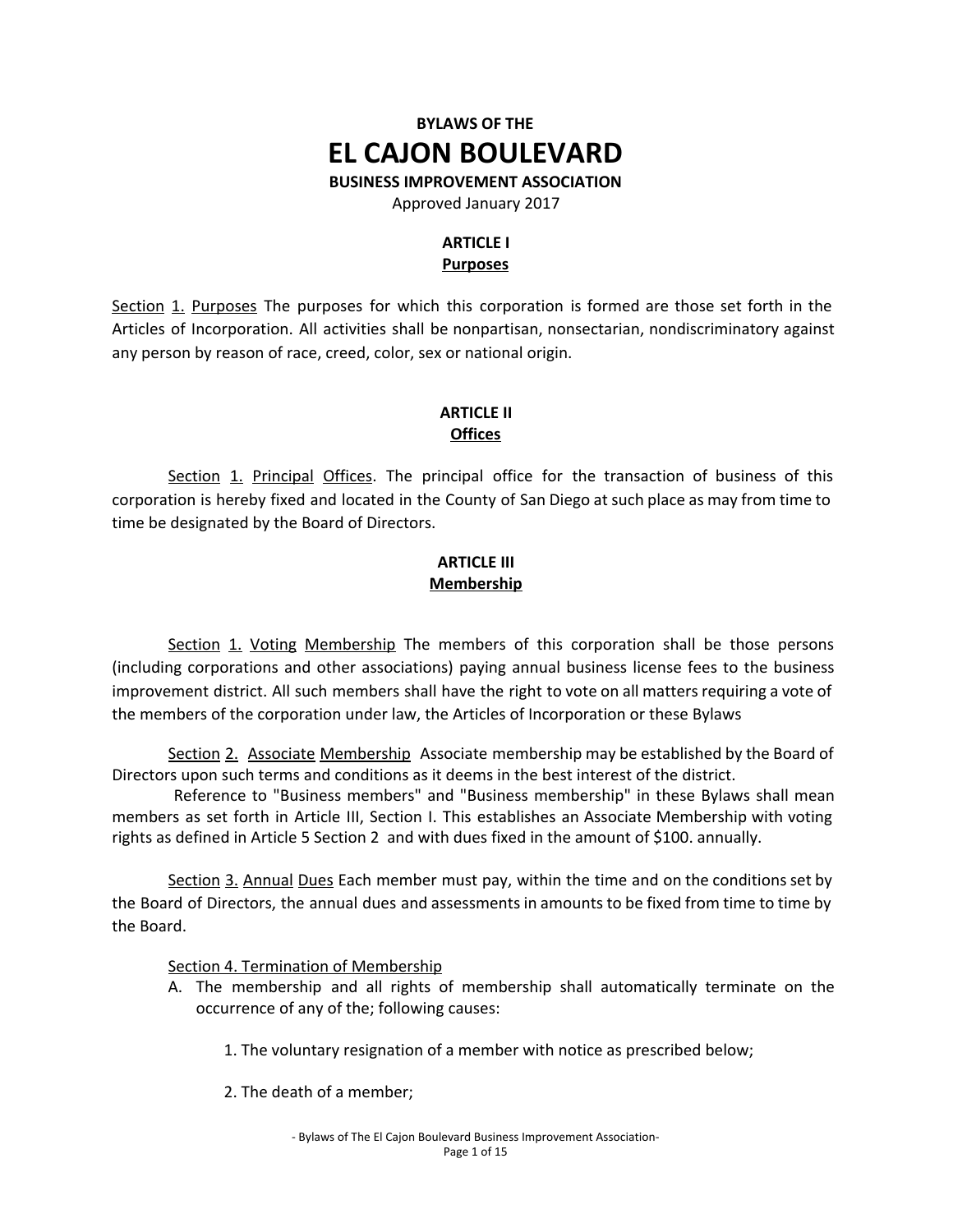**BYLAWS OF THE**

# EL CAJON BOULEVARD

**BUSINESS IMPROVEMENT ASSOCIATION**

Approved January 2017

## ARTICLE I
## Purposes

Section 1. Purposes The purposes for which this corporation is formed are those set forth in the Articles of Incorporation. All activities shall be nonpartisan, nonsectarian, nondiscriminatory against any person by reason of race, creed, color, sex or national origin.

## ARTICLE II
## Offices

Section 1. Principal Offices. The principal office for the transaction of business of this corporation is hereby fixed and located in the County of San Diego at such place as may from time to time be designated by the Board of Directors.

## ARTICLE III
## Membership

Section 1. Voting Membership The members of this corporation shall be those persons (including corporations and other associations) paying annual business license fees to the business improvement district. All such members shall have the right to vote on all matters requiring a vote of the members of the corporation under law, the Articles of Incorporation or these Bylaws

Section 2. Associate Membership Associate membership may be established by the Board of Directors upon such terms and conditions as it deems in the best interest of the district.

Reference to "Business members" and "Business membership" in these Bylaws shall mean members as set forth in Article III, Section I. This establishes an Associate Membership with voting rights as defined in Article 5 Section 2 and with dues fixed in the amount of $100. annually.

Section 3. Annual Dues Each member must pay, within the time and on the conditions set by the Board of Directors, the annual dues and assessments in amounts to be fixed from time to time by the Board.

Section 4. Termination of Membership

A. The membership and all rights of membership shall automatically terminate on the occurrence of any of the; following causes:

    1. The voluntary resignation of a member with notice as prescribed below;

    2. The death of a member;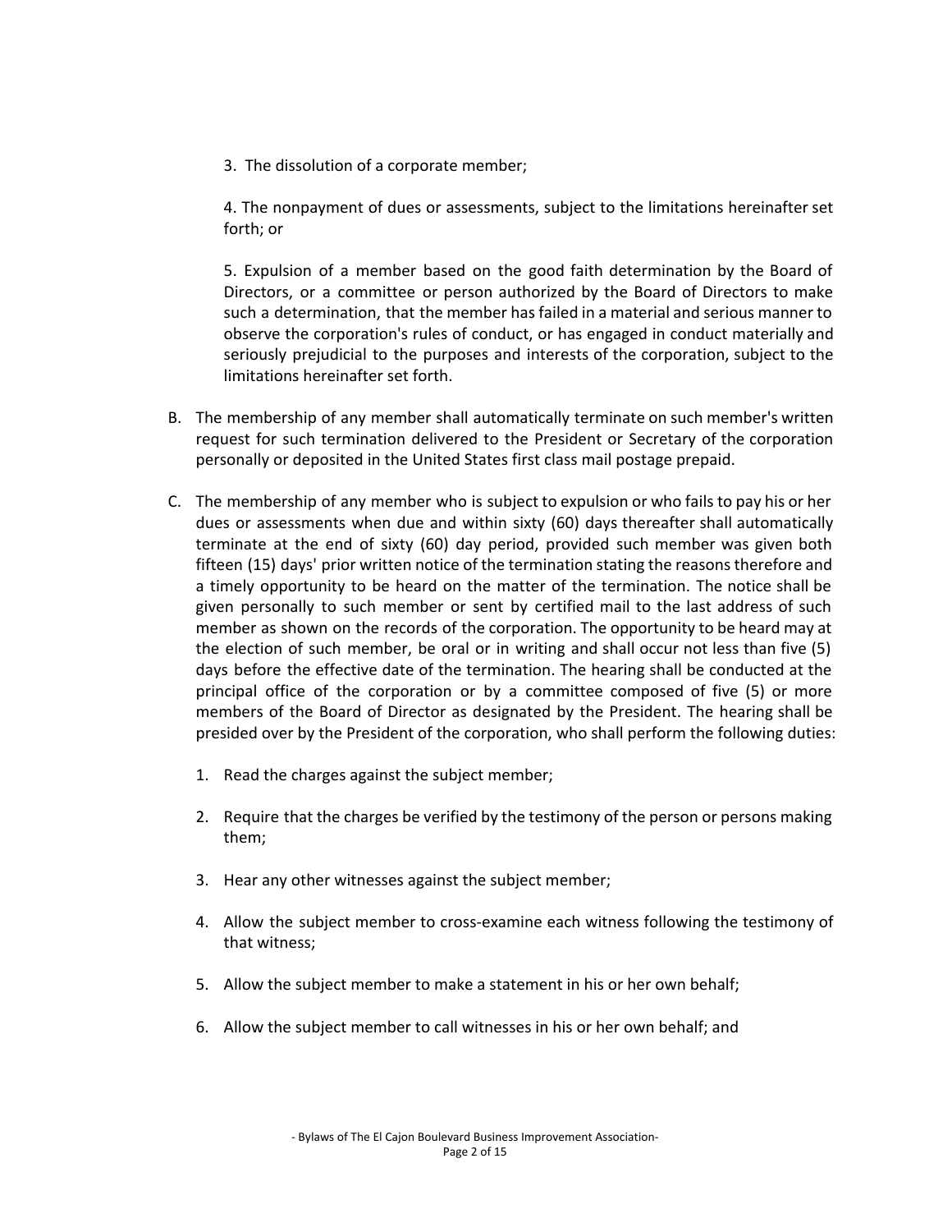3. The dissolution of a corporate member;

4. The nonpayment of dues or assessments, subject to the limitations hereinafter set forth; or

5. Expulsion of a member based on the good faith determination by the Board of Directors, or a committee or person authorized by the Board of Directors to make such a determination, that the member has failed in a material and serious manner to observe the corporation's rules of conduct, or has engaged in conduct materially and seriously prejudicial to the purposes and interests of the corporation, subject to the limitations hereinafter set forth.

B. The membership of any member shall automatically terminate on such member's written request for such termination delivered to the President or Secretary of the corporation personally or deposited in the United States first class mail postage prepaid.

C. The membership of any member who is subject to expulsion or who fails to pay his or her dues or assessments when due and within sixty (60) days thereafter shall automatically terminate at the end of sixty (60) day period, provided such member was given both fifteen (15) days' prior written notice of the termination stating the reasons therefore and a timely opportunity to be heard on the matter of the termination. The notice shall be given personally to such member or sent by certified mail to the last address of such member as shown on the records of the corporation. The opportunity to be heard may at the election of such member, be oral or in writing and shall occur not less than five (5) days before the effective date of the termination. The hearing shall be conducted at the principal office of the corporation or by a committee composed of five (5) or more members of the Board of Director as designated by the President. The hearing shall be presided over by the President of the corporation, who shall perform the following duties:

   1. Read the charges against the subject member;

   2. Require that the charges be verified by the testimony of the person or persons making them;

   3. Hear any other witnesses against the subject member;

   4. Allow the subject member to cross-examine each witness following the testimony of that witness;

   5. Allow the subject member to make a statement in his or her own behalf;

   6. Allow the subject member to call witnesses in his or her own behalf; and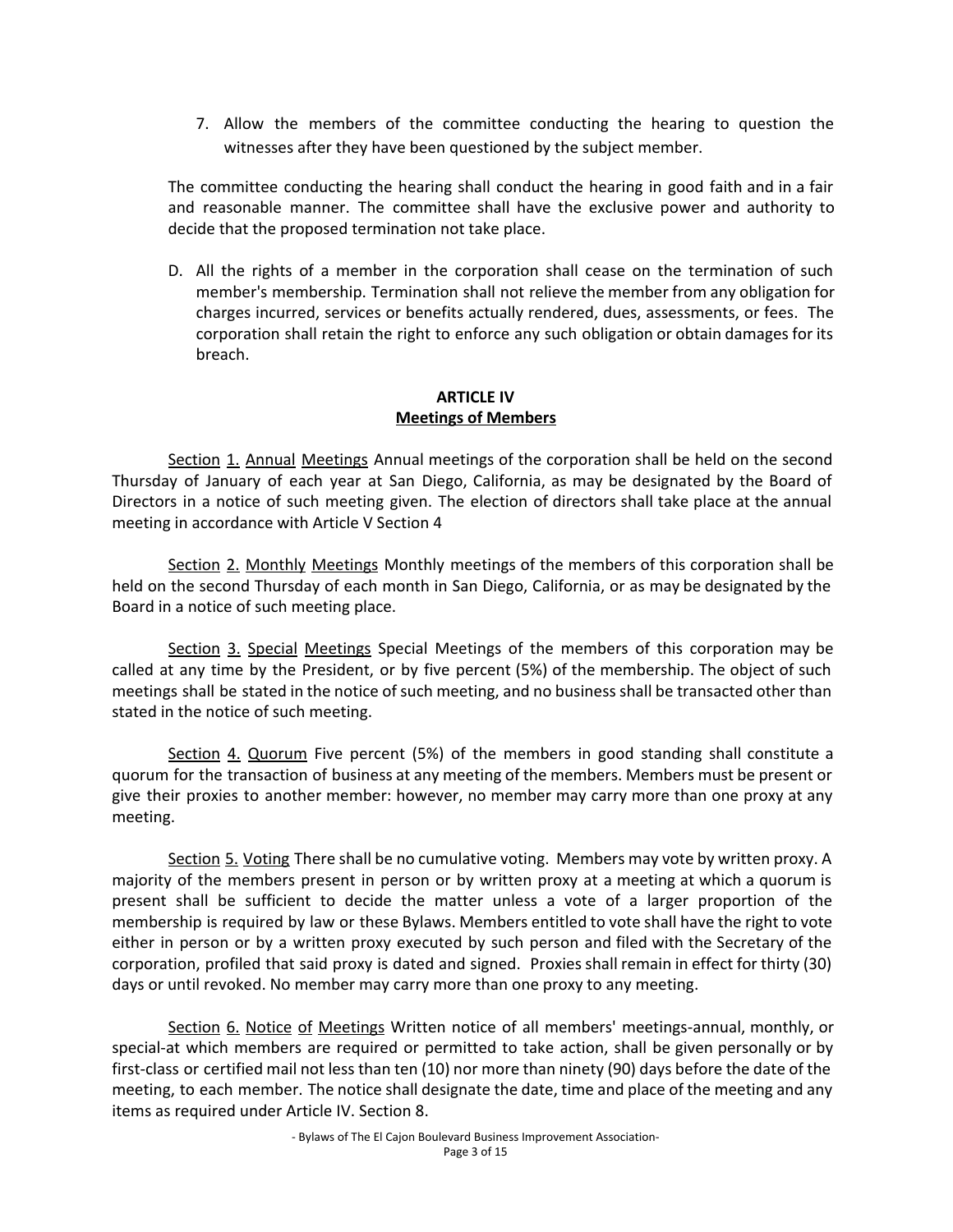7. Allow the members of the committee conducting the hearing to question the witnesses after they have been questioned by the subject member.

The committee conducting the hearing shall conduct the hearing in good faith and in a fair and reasonable manner. The committee shall have the exclusive power and authority to decide that the proposed termination not take place.

D. All the rights of a member in the corporation shall cease on the termination of such member's membership. Termination shall not relieve the member from any obligation for charges incurred, services or benefits actually rendered, dues, assessments, or fees. The corporation shall retain the right to enforce any such obligation or obtain damages for its breach.

## ARTICLE IV
## Meetings of Members

Section 1. Annual Meetings Annual meetings of the corporation shall be held on the second Thursday of January of each year at San Diego, California, as may be designated by the Board of Directors in a notice of such meeting given. The election of directors shall take place at the annual meeting in accordance with Article V Section 4

Section 2. Monthly Meetings Monthly meetings of the members of this corporation shall be held on the second Thursday of each month in San Diego, California, or as may be designated by the Board in a notice of such meeting place.

Section 3. Special Meetings Special Meetings of the members of this corporation may be called at any time by the President, or by five percent (5%) of the membership. The object of such meetings shall be stated in the notice of such meeting, and no business shall be transacted other than stated in the notice of such meeting.

Section 4. Quorum Five percent (5%) of the members in good standing shall constitute a quorum for the transaction of business at any meeting of the members. Members must be present or give their proxies to another member: however, no member may carry more than one proxy at any meeting.

Section 5. Voting There shall be no cumulative voting. Members may vote by written proxy. A majority of the members present in person or by written proxy at a meeting at which a quorum is present shall be sufficient to decide the matter unless a vote of a larger proportion of the membership is required by law or these Bylaws. Members entitled to vote shall have the right to vote either in person or by a written proxy executed by such person and filed with the Secretary of the corporation, profiled that said proxy is dated and signed. Proxies shall remain in effect for thirty (30) days or until revoked. No member may carry more than one proxy to any meeting.

Section 6. Notice of Meetings Written notice of all members' meetings-annual, monthly, or special-at which members are required or permitted to take action, shall be given personally or by first-class or certified mail not less than ten (10) nor more than ninety (90) days before the date of the meeting, to each member. The notice shall designate the date, time and place of the meeting and any items as required under Article IV. Section 8.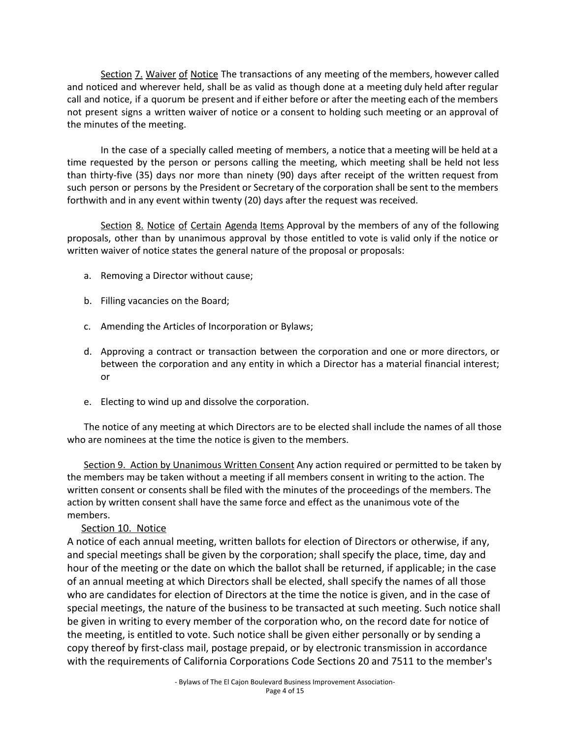Section 7. Waiver of Notice The transactions of any meeting of the members, however called and noticed and wherever held, shall be as valid as though done at a meeting duly held after regular call and notice, if a quorum be present and if either before or after the meeting each of the members not present signs a written waiver of notice or a consent to holding such meeting or an approval of the minutes of the meeting.

In the case of a specially called meeting of members, a notice that a meeting will be held at a time requested by the person or persons calling the meeting, which meeting shall be held not less than thirty-five (35) days nor more than ninety (90) days after receipt of the written request from such person or persons by the President or Secretary of the corporation shall be sent to the members forthwith and in any event within twenty (20) days after the request was received.

Section 8. Notice of Certain Agenda Items Approval by the members of any of the following proposals, other than by unanimous approval by those entitled to vote is valid only if the notice or written waiver of notice states the general nature of the proposal or proposals:

a. Removing a Director without cause;

b. Filling vacancies on the Board;

c. Amending the Articles of Incorporation or Bylaws;

d. Approving a contract or transaction between the corporation and one or more directors, or between the corporation and any entity in which a Director has a material financial interest; or

e. Electing to wind up and dissolve the corporation.

The notice of any meeting at which Directors are to be elected shall include the names of all those who are nominees at the time the notice is given to the members.

Section 9. Action by Unanimous Written Consent Any action required or permitted to be taken by the members may be taken without a meeting if all members consent in writing to the action. The written consent or consents shall be filed with the minutes of the proceedings of the members. The action by written consent shall have the same force and effect as the unanimous vote of the members.

Section 10. Notice

A notice of each annual meeting, written ballots for election of Directors or otherwise, if any, and special meetings shall be given by the corporation; shall specify the place, time, day and hour of the meeting or the date on which the ballot shall be returned, if applicable; in the case of an annual meeting at which Directors shall be elected, shall specify the names of all those who are candidates for election of Directors at the time the notice is given, and in the case of special meetings, the nature of the business to be transacted at such meeting. Such notice shall be given in writing to every member of the corporation who, on the record date for notice of the meeting, is entitled to vote. Such notice shall be given either personally or by sending a copy thereof by first-class mail, postage prepaid, or by electronic transmission in accordance with the requirements of California Corporations Code Sections 20 and 7511 to the member's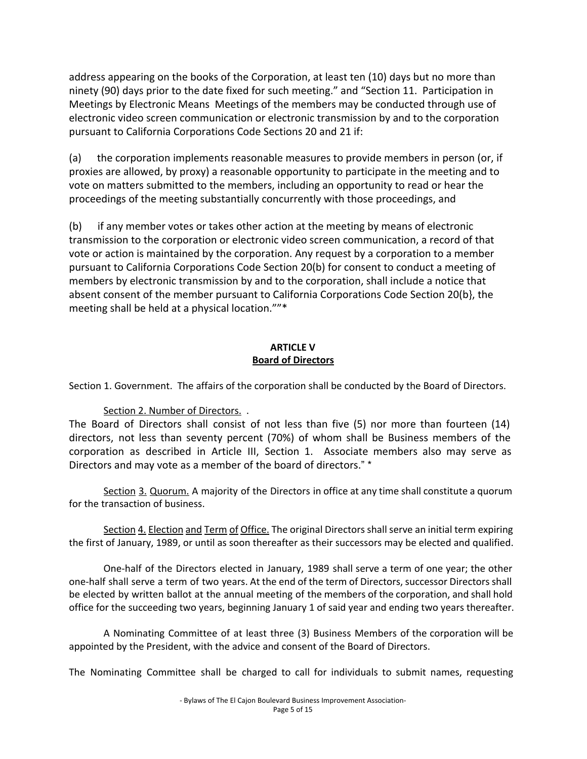address appearing on the books of the Corporation, at least ten (10) days but no more than ninety (90) days prior to the date fixed for such meeting." and "Section 11. Participation in Meetings by Electronic Means Meetings of the members may be conducted through use of electronic video screen communication or electronic transmission by and to the corporation pursuant to California Corporations Code Sections 20 and 21 if:

(a) the corporation implements reasonable measures to provide members in person (or, if proxies are allowed, by proxy) a reasonable opportunity to participate in the meeting and to vote on matters submitted to the members, including an opportunity to read or hear the proceedings of the meeting substantially concurrently with those proceedings, and

(b) if any member votes or takes other action at the meeting by means of electronic transmission to the corporation or electronic video screen communication, a record of that vote or action is maintained by the corporation. Any request by a corporation to a member pursuant to California Corporations Code Section 20(b) for consent to conduct a meeting of members by electronic transmission by and to the corporation, shall include a notice that absent consent of the member pursuant to California Corporations Code Section 20(b}, the meeting shall be held at a physical location.""*

**ARTICLE V**
**Board of Directors**

Section 1. Government. The affairs of the corporation shall be conducted by the Board of Directors.

Section 2. Number of Directors. .
The Board of Directors shall consist of not less than five (5) nor more than fourteen (14) directors, not less than seventy percent (70%) of whom shall be Business members of the corporation as described in Article III, Section 1. Associate members also may serve as Directors and may vote as a member of the board of directors." *

Section 3. Quorum. A majority of the Directors in office at any time shall constitute a quorum for the transaction of business.

Section 4. Election and Term of Office. The original Directors shall serve an initial term expiring the first of January, 1989, or until as soon thereafter as their successors may be elected and qualified.

One-half of the Directors elected in January, 1989 shall serve a term of one year; the other one-half shall serve a term of two years. At the end of the term of Directors, successor Directors shall be elected by written ballot at the annual meeting of the members of the corporation, and shall hold office for the succeeding two years, beginning January 1 of said year and ending two years thereafter.

A Nominating Committee of at least three (3) Business Members of the corporation will be appointed by the President, with the advice and consent of the Board of Directors.

The Nominating Committee shall be charged to call for individuals to submit names, requesting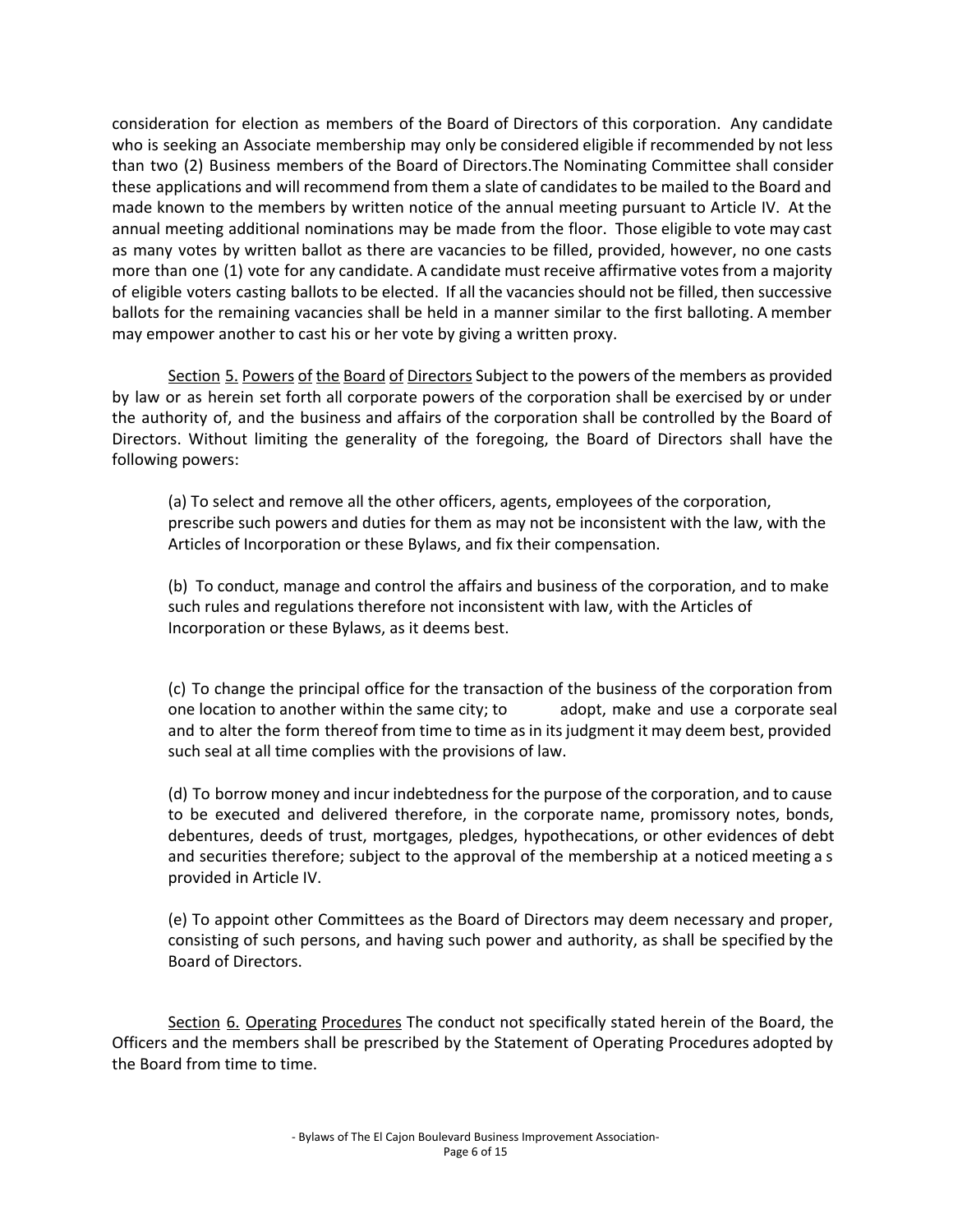consideration for election as members of the Board of Directors of this corporation. Any candidate who is seeking an Associate membership may only be considered eligible if recommended by not less than two (2) Business members of the Board of Directors.The Nominating Committee shall consider these applications and will recommend from them a slate of candidates to be mailed to the Board and made known to the members by written notice of the annual meeting pursuant to Article IV. At the annual meeting additional nominations may be made from the floor. Those eligible to vote may cast as many votes by written ballot as there are vacancies to be filled, provided, however, no one casts more than one (1) vote for any candidate. A candidate must receive affirmative votes from a majority of eligible voters casting ballots to be elected. If all the vacancies should not be filled, then successive ballots for the remaining vacancies shall be held in a manner similar to the first balloting. A member may empower another to cast his or her vote by giving a written proxy.

<u>Section 5. Powers of the Board of Directors</u> Subject to the powers of the members as provided by law or as herein set forth all corporate powers of the corporation shall be exercised by or under the authority of, and the business and affairs of the corporation shall be controlled by the Board of Directors. Without limiting the generality of the foregoing, the Board of Directors shall have the following powers:

(a) To select and remove all the other officers, agents, employees of the corporation, prescribe such powers and duties for them as may not be inconsistent with the law, with the Articles of Incorporation or these Bylaws, and fix their compensation.

(b) To conduct, manage and control the affairs and business of the corporation, and to make such rules and regulations therefore not inconsistent with law, with the Articles of Incorporation or these Bylaws, as it deems best.

(c) To change the principal office for the transaction of the business of the corporation from one location to another within the same city; to adopt, make and use a corporate seal and to alter the form thereof from time to time as in its judgment it may deem best, provided such seal at all time complies with the provisions of law.

(d) To borrow money and incur indebtedness for the purpose of the corporation, and to cause to be executed and delivered therefore, in the corporate name, promissory notes, bonds, debentures, deeds of trust, mortgages, pledges, hypothecations, or other evidences of debt and securities therefore; subject to the approval of the membership at a noticed meeting a s provided in Article IV.

(e) To appoint other Committees as the Board of Directors may deem necessary and proper, consisting of such persons, and having such power and authority, as shall be specified by the Board of Directors.

<u>Section 6. Operating Procedures</u> The conduct not specifically stated herein of the Board, the Officers and the members shall be prescribed by the Statement of Operating Procedures adopted by the Board from time to time.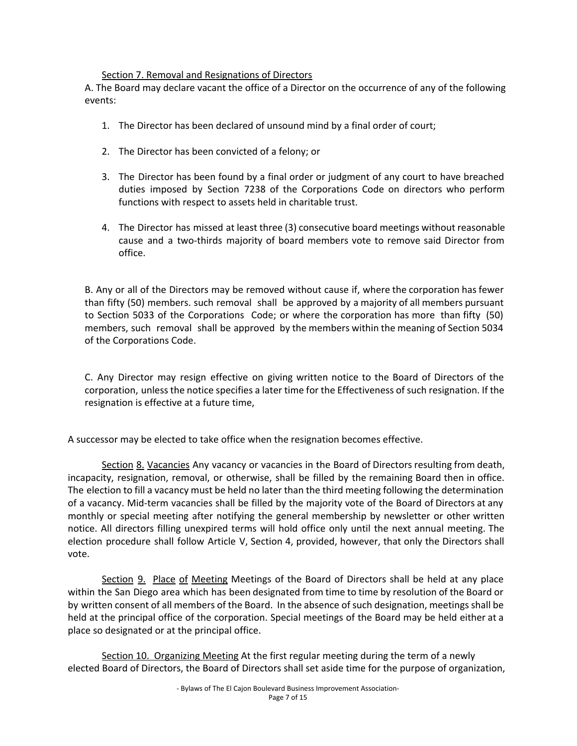Section 7. Removal and Resignations of Directors

A. The Board may declare vacant the office of a Director on the occurrence of any of the following events:

1. The Director has been declared of unsound mind by a final order of court;
2. The Director has been convicted of a felony; or
3. The Director has been found by a final order or judgment of any court to have breached duties imposed by Section 7238 of the Corporations Code on directors who perform functions with respect to assets held in charitable trust.
4. The Director has missed at least three (3) consecutive board meetings without reasonable cause and a two-thirds majority of board members vote to remove said Director from office.

B. Any or all of the Directors may be removed without cause if, where the corporation has fewer than fifty (50) members. such removal shall be approved by a majority of all members pursuant to Section 5033 of the Corporations Code; or where the corporation has more than fifty (50) members, such removal shall be approved by the members within the meaning of Section 5034 of the Corporations Code.

C. Any Director may resign effective on giving written notice to the Board of Directors of the corporation, unless the notice specifies a later time for the Effectiveness of such resignation. If the resignation is effective at a future time,

A successor may be elected to take office when the resignation becomes effective.

Section 8. Vacancies Any vacancy or vacancies in the Board of Directors resulting from death, incapacity, resignation, removal, or otherwise, shall be filled by the remaining Board then in office. The election to fill a vacancy must be held no later than the third meeting following the determination of a vacancy. Mid-term vacancies shall be filled by the majority vote of the Board of Directors at any monthly or special meeting after notifying the general membership by newsletter or other written notice. All directors filling unexpired terms will hold office only until the next annual meeting. The election procedure shall follow Article V, Section 4, provided, however, that only the Directors shall vote.

Section 9. Place of Meeting Meetings of the Board of Directors shall be held at any place within the San Diego area which has been designated from time to time by resolution of the Board or by written consent of all members of the Board. In the absence of such designation, meetings shall be held at the principal office of the corporation. Special meetings of the Board may be held either at a place so designated or at the principal office.

Section 10. Organizing Meeting At the first regular meeting during the term of a newly elected Board of Directors, the Board of Directors shall set aside time for the purpose of organization,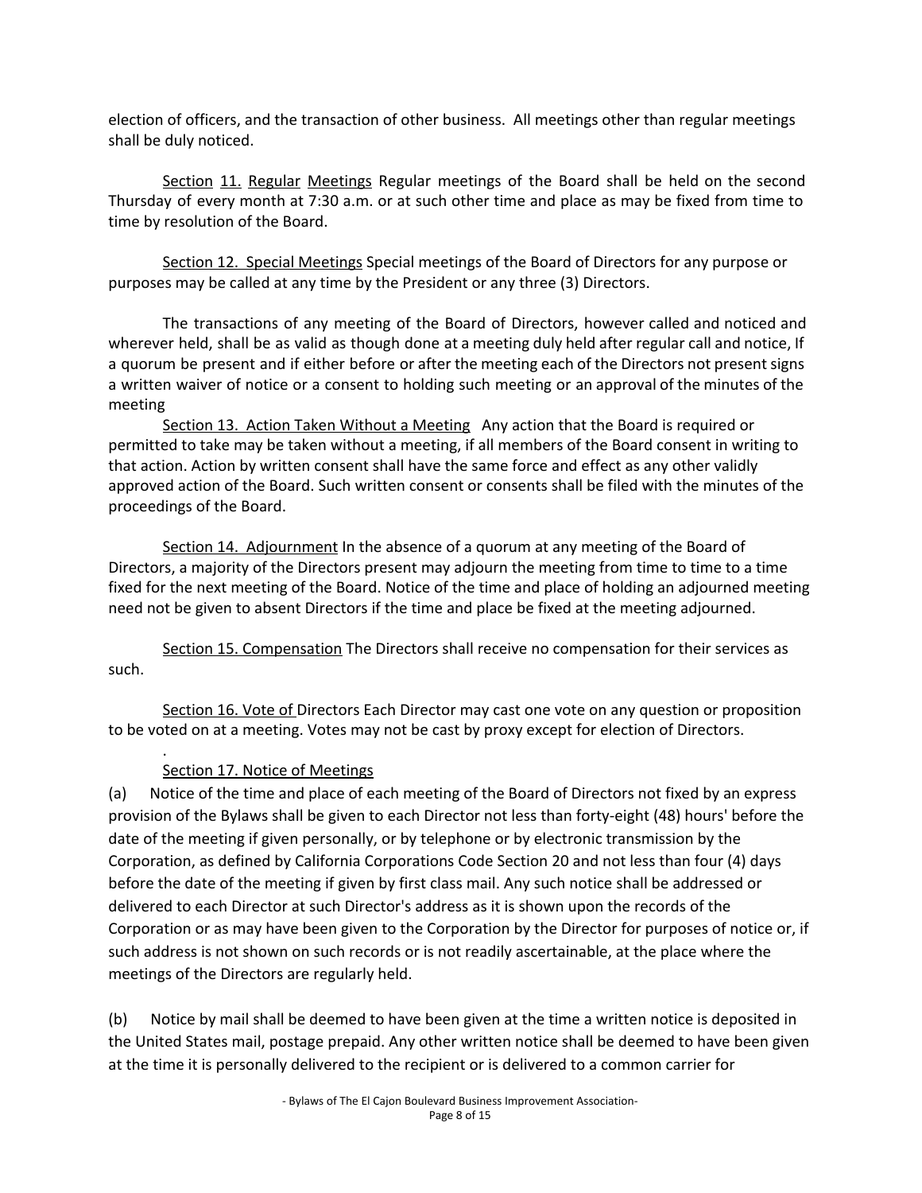election of officers, and the transaction of other business. All meetings other than regular meetings shall be duly noticed.

Section 11. Regular Meetings Regular meetings of the Board shall be held on the second Thursday of every month at 7:30 a.m. or at such other time and place as may be fixed from time to time by resolution of the Board.

Section 12. Special Meetings Special meetings of the Board of Directors for any purpose or purposes may be called at any time by the President or any three (3) Directors.

The transactions of any meeting of the Board of Directors, however called and noticed and wherever held, shall be as valid as though done at a meeting duly held after regular call and notice, If a quorum be present and if either before or after the meeting each of the Directors not present signs a written waiver of notice or a consent to holding such meeting or an approval of the minutes of the meeting

Section 13. Action Taken Without a Meeting Any action that the Board is required or permitted to take may be taken without a meeting, if all members of the Board consent in writing to that action. Action by written consent shall have the same force and effect as any other validly approved action of the Board. Such written consent or consents shall be filed with the minutes of the proceedings of the Board.

Section 14. Adjournment In the absence of a quorum at any meeting of the Board of Directors, a majority of the Directors present may adjourn the meeting from time to time to a time fixed for the next meeting of the Board. Notice of the time and place of holding an adjourned meeting need not be given to absent Directors if the time and place be fixed at the meeting adjourned.

Section 15. Compensation The Directors shall receive no compensation for their services as such.

Section 16. Vote of Directors Each Director may cast one vote on any question or proposition to be voted on at a meeting. Votes may not be cast by proxy except for election of Directors.

.

Section 17. Notice of Meetings

(a) Notice of the time and place of each meeting of the Board of Directors not fixed by an express provision of the Bylaws shall be given to each Director not less than forty-eight (48) hours' before the date of the meeting if given personally, or by telephone or by electronic transmission by the Corporation, as defined by California Corporations Code Section 20 and not less than four (4) days before the date of the meeting if given by first class mail. Any such notice shall be addressed or delivered to each Director at such Director's address as it is shown upon the records of the Corporation or as may have been given to the Corporation by the Director for purposes of notice or, if such address is not shown on such records or is not readily ascertainable, at the place where the meetings of the Directors are regularly held.

(b) Notice by mail shall be deemed to have been given at the time a written notice is deposited in the United States mail, postage prepaid. Any other written notice shall be deemed to have been given at the time it is personally delivered to the recipient or is delivered to a common carrier for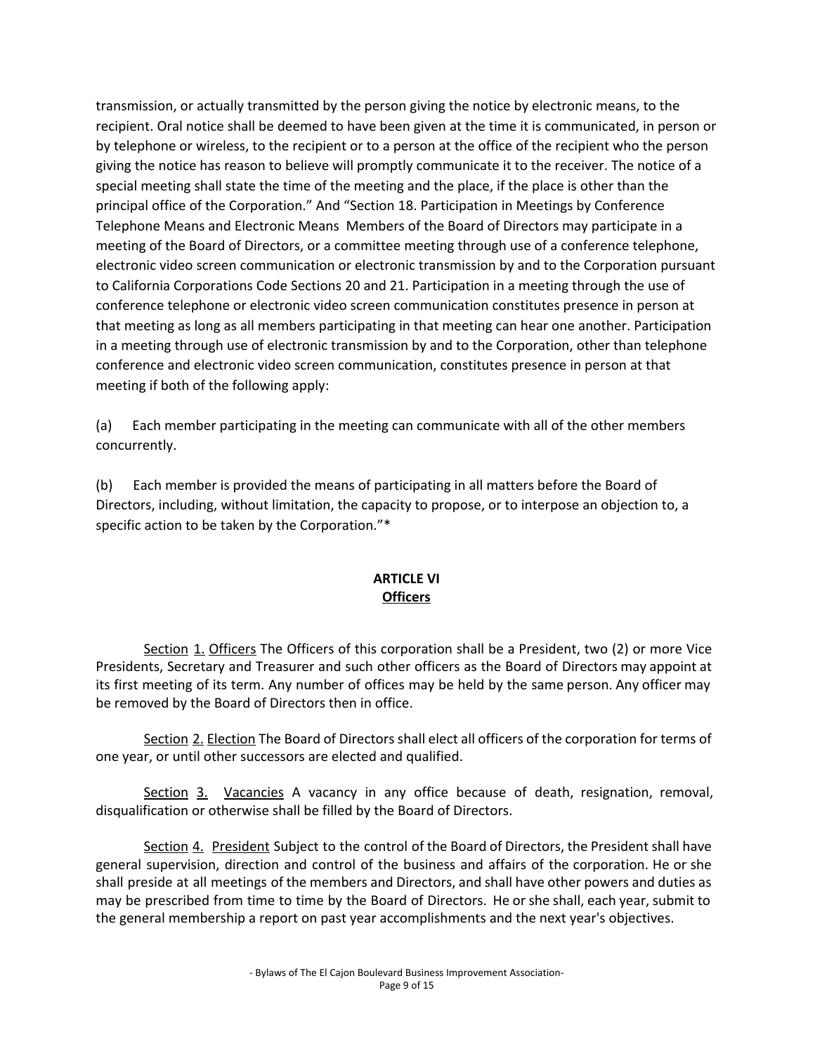transmission, or actually transmitted by the person giving the notice by electronic means, to the recipient. Oral notice shall be deemed to have been given at the time it is communicated, in person or by telephone or wireless, to the recipient or to a person at the office of the recipient who the person giving the notice has reason to believe will promptly communicate it to the receiver. The notice of a special meeting shall state the time of the meeting and the place, if the place is other than the principal office of the Corporation." And "Section 18. Participation in Meetings by Conference Telephone Means and Electronic Means Members of the Board of Directors may participate in a meeting of the Board of Directors, or a committee meeting through use of a conference telephone, electronic video screen communication or electronic transmission by and to the Corporation pursuant to California Corporations Code Sections 20 and 21. Participation in a meeting through the use of conference telephone or electronic video screen communication constitutes presence in person at that meeting as long as all members participating in that meeting can hear one another. Participation in a meeting through use of electronic transmission by and to the Corporation, other than telephone conference and electronic video screen communication, constitutes presence in person at that meeting if both of the following apply:

(a) Each member participating in the meeting can communicate with all of the other members concurrently.

(b) Each member is provided the means of participating in all matters before the Board of Directors, including, without limitation, the capacity to propose, or to interpose an objection to, a specific action to be taken by the Corporation."*

## ARTICLE VI
## Officers

Section 1. Officers The Officers of this corporation shall be a President, two (2) or more Vice Presidents, Secretary and Treasurer and such other officers as the Board of Directors may appoint at its first meeting of its term. Any number of offices may be held by the same person. Any officer may be removed by the Board of Directors then in office.

Section 2. Election The Board of Directors shall elect all officers of the corporation for terms of one year, or until other successors are elected and qualified.

Section 3. Vacancies A vacancy in any office because of death, resignation, removal, disqualification or otherwise shall be filled by the Board of Directors.

Section 4. President Subject to the control of the Board of Directors, the President shall have general supervision, direction and control of the business and affairs of the corporation. He or she shall preside at all meetings of the members and Directors, and shall have other powers and duties as may be prescribed from time to time by the Board of Directors. He or she shall, each year, submit to the general membership a report on past year accomplishments and the next year's objectives.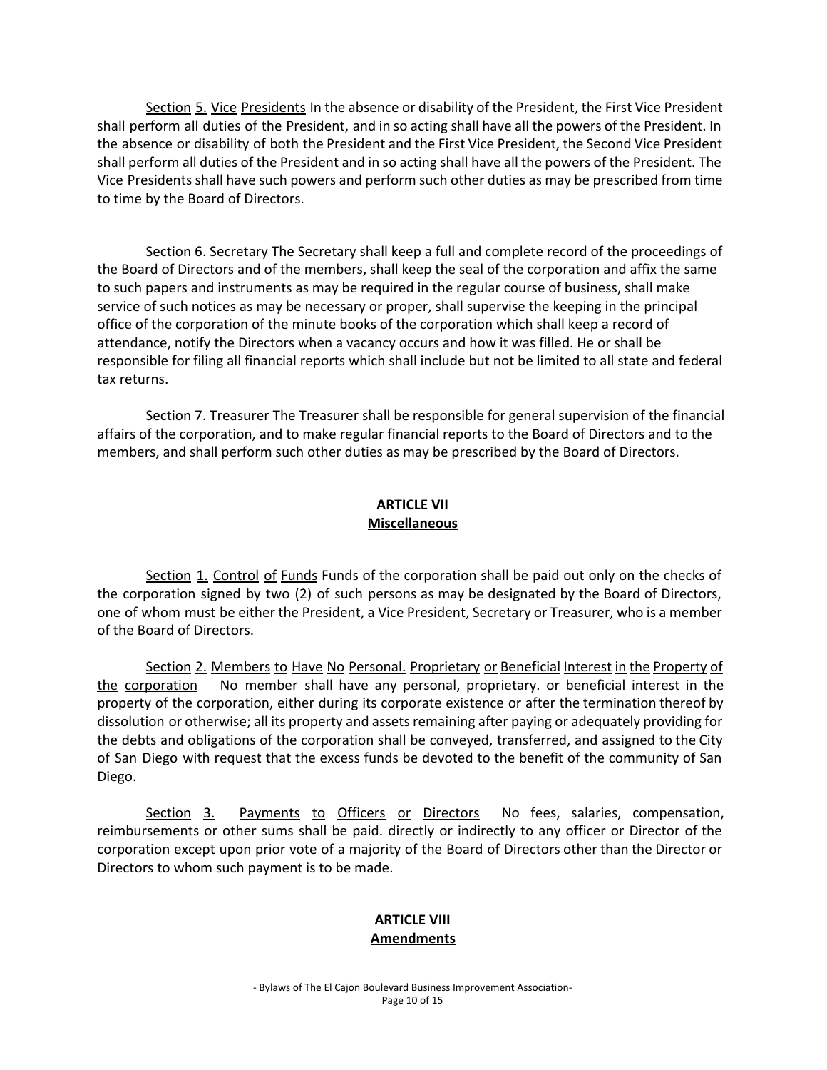Section 5. Vice Presidents In the absence or disability of the President, the First Vice President shall perform all duties of the President, and in so acting shall have all the powers of the President. In the absence or disability of both the President and the First Vice President, the Second Vice President shall perform all duties of the President and in so acting shall have all the powers of the President. The Vice Presidents shall have such powers and perform such other duties as may be prescribed from time to time by the Board of Directors.

Section 6. Secretary The Secretary shall keep a full and complete record of the proceedings of the Board of Directors and of the members, shall keep the seal of the corporation and affix the same to such papers and instruments as may be required in the regular course of business, shall make service of such notices as may be necessary or proper, shall supervise the keeping in the principal office of the corporation of the minute books of the corporation which shall keep a record of attendance, notify the Directors when a vacancy occurs and how it was filled. He or shall be responsible for filing all financial reports which shall include but not be limited to all state and federal tax returns.

Section 7. Treasurer The Treasurer shall be responsible for general supervision of the financial affairs of the corporation, and to make regular financial reports to the Board of Directors and to the members, and shall perform such other duties as may be prescribed by the Board of Directors.

## ARTICLE VII
## Miscellaneous

Section 1. Control of Funds Funds of the corporation shall be paid out only on the checks of the corporation signed by two (2) of such persons as may be designated by the Board of Directors, one of whom must be either the President, a Vice President, Secretary or Treasurer, who is a member of the Board of Directors.

Section 2. Members to Have No Personal. Proprietary or Beneficial Interest in the Property of the corporation No member shall have any personal, proprietary. or beneficial interest in the property of the corporation, either during its corporate existence or after the termination thereof by dissolution or otherwise; all its property and assets remaining after paying or adequately providing for the debts and obligations of the corporation shall be conveyed, transferred, and assigned to the City of San Diego with request that the excess funds be devoted to the benefit of the community of San Diego.

Section 3. Payments to Officers or Directors No fees, salaries, compensation, reimbursements or other sums shall be paid. directly or indirectly to any officer or Director of the corporation except upon prior vote of a majority of the Board of Directors other than the Director or Directors to whom such payment is to be made.

## ARTICLE VIII
## Amendments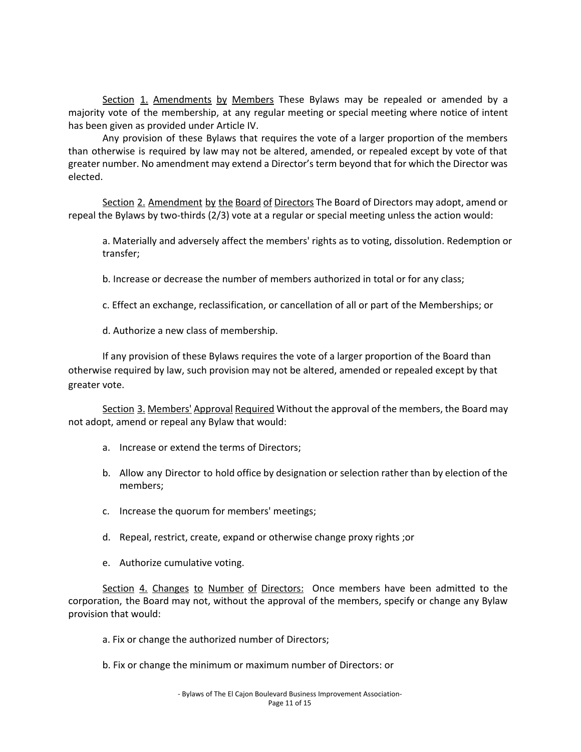Section 1. Amendments by Members These Bylaws may be repealed or amended by a majority vote of the membership, at any regular meeting or special meeting where notice of intent has been given as provided under Article IV.

Any provision of these Bylaws that requires the vote of a larger proportion of the members than otherwise is required by law may not be altered, amended, or repealed except by vote of that greater number. No amendment may extend a Director's term beyond that for which the Director was elected.

Section 2. Amendment by the Board of Directors The Board of Directors may adopt, amend or repeal the Bylaws by two-thirds (2/3) vote at a regular or special meeting unless the action would:

a. Materially and adversely affect the members' rights as to voting, dissolution. Redemption or transfer;

b. Increase or decrease the number of members authorized in total or for any class;

c. Effect an exchange, reclassification, or cancellation of all or part of the Memberships; or

d. Authorize a new class of membership.

If any provision of these Bylaws requires the vote of a larger proportion of the Board than otherwise required by law, such provision may not be altered, amended or repealed except by that greater vote.

Section 3. Members' Approval Required Without the approval of the members, the Board may not adopt, amend or repeal any Bylaw that would:

a. Increase or extend the terms of Directors;

b. Allow any Director to hold office by designation or selection rather than by election of the members;

c. Increase the quorum for members' meetings;

d. Repeal, restrict, create, expand or otherwise change proxy rights ;or

e. Authorize cumulative voting.

Section 4. Changes to Number of Directors: Once members have been admitted to the corporation, the Board may not, without the approval of the members, specify or change any Bylaw provision that would:

a. Fix or change the authorized number of Directors;

b. Fix or change the minimum or maximum number of Directors: or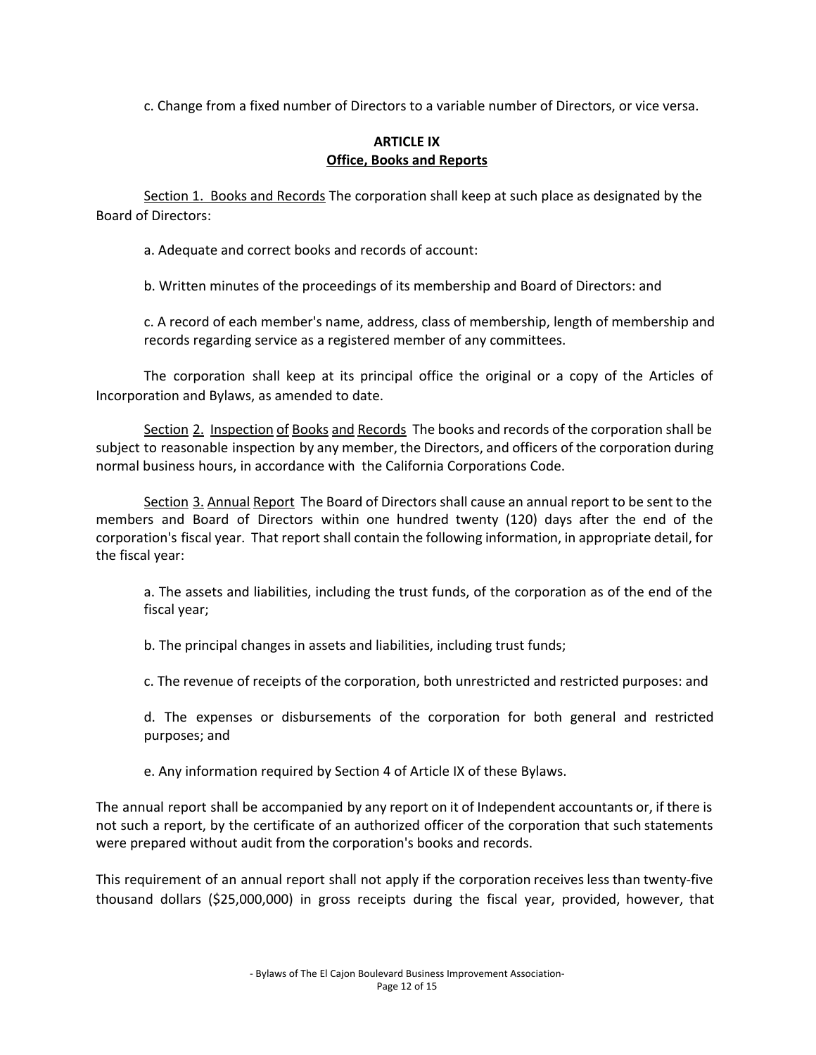c. Change from a fixed number of Directors to a variable number of Directors, or vice versa.

## ARTICLE IX
## Office, Books and Reports

Section 1. Books and Records The corporation shall keep at such place as designated by the Board of Directors:

a. Adequate and correct books and records of account:

b. Written minutes of the proceedings of its membership and Board of Directors: and

c. A record of each member's name, address, class of membership, length of membership and records regarding service as a registered member of any committees.

The corporation shall keep at its principal office the original or a copy of the Articles of Incorporation and Bylaws, as amended to date.

Section 2. Inspection of Books and Records The books and records of the corporation shall be subject to reasonable inspection by any member, the Directors, and officers of the corporation during normal business hours, in accordance with the California Corporations Code.

Section 3. Annual Report The Board of Directors shall cause an annual report to be sent to the members and Board of Directors within one hundred twenty (120) days after the end of the corporation's fiscal year. That report shall contain the following information, in appropriate detail, for the fiscal year:

a. The assets and liabilities, including the trust funds, of the corporation as of the end of the fiscal year;

b. The principal changes in assets and liabilities, including trust funds;

c. The revenue of receipts of the corporation, both unrestricted and restricted purposes: and

d. The expenses or disbursements of the corporation for both general and restricted purposes; and

e. Any information required by Section 4 of Article IX of these Bylaws.

The annual report shall be accompanied by any report on it of Independent accountants or, if there is not such a report, by the certificate of an authorized officer of the corporation that such statements were prepared without audit from the corporation's books and records.

This requirement of an annual report shall not apply if the corporation receives less than twenty-five thousand dollars ($25,000,000) in gross receipts during the fiscal year, provided, however, that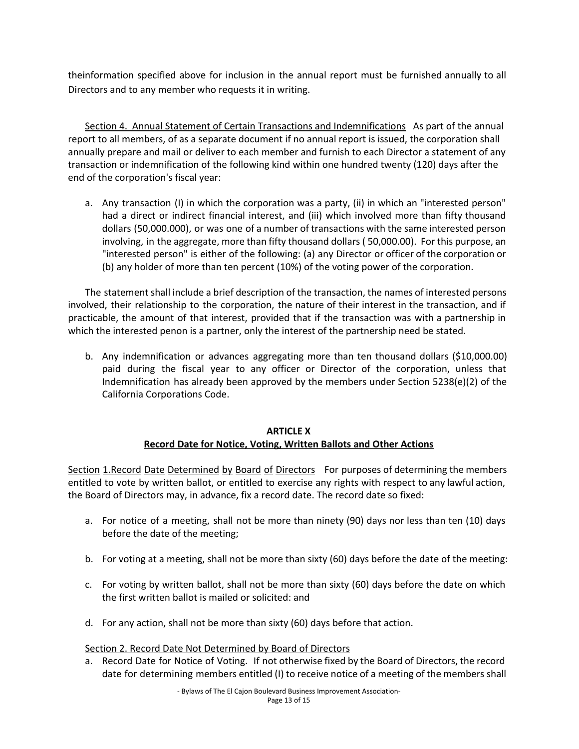theinformation specified above for inclusion in the annual report must be furnished annually to all Directors and to any member who requests it in writing.

Section 4. Annual Statement of Certain Transactions and Indemnifications As part of the annual report to all members, of as a separate document if no annual report is issued, the corporation shall annually prepare and mail or deliver to each member and furnish to each Director a statement of any transaction or indemnification of the following kind within one hundred twenty (120) days after the end of the corporation's fiscal year:

a. Any transaction (I) in which the corporation was a party, (ii) in which an "interested person" had a direct or indirect financial interest, and (iii) which involved more than fifty thousand dollars (50,000.000), or was one of a number of transactions with the same interested person involving, in the aggregate, more than fifty thousand dollars ( 50,000.00). For this purpose, an "interested person" is either of the following: (a) any Director or officer of the corporation or (b) any holder of more than ten percent (10%) of the voting power of the corporation.

The statement shall include a brief description of the transaction, the names of interested persons involved, their relationship to the corporation, the nature of their interest in the transaction, and if practicable, the amount of that interest, provided that if the transaction was with a partnership in which the interested penon is a partner, only the interest of the partnership need be stated.

b. Any indemnification or advances aggregating more than ten thousand dollars ($10,000.00) paid during the fiscal year to any officer or Director of the corporation, unless that Indemnification has already been approved by the members under Section 5238(e)(2) of the California Corporations Code.

## ARTICLE X
## Record Date for Notice, Voting, Written Ballots and Other Actions

Section 1.Record Date Determined by Board of Directors For purposes of determining the members entitled to vote by written ballot, or entitled to exercise any rights with respect to any lawful action, the Board of Directors may, in advance, fix a record date. The record date so fixed:

a. For notice of a meeting, shall not be more than ninety (90) days nor less than ten (10) days before the date of the meeting;

b. For voting at a meeting, shall not be more than sixty (60) days before the date of the meeting:

c. For voting by written ballot, shall not be more than sixty (60) days before the date on which the first written ballot is mailed or solicited: and

d. For any action, shall not be more than sixty (60) days before that action.

Section 2. Record Date Not Determined by Board of Directors

a. Record Date for Notice of Voting. If not otherwise fixed by the Board of Directors, the record date for determining members entitled (I) to receive notice of a meeting of the members shall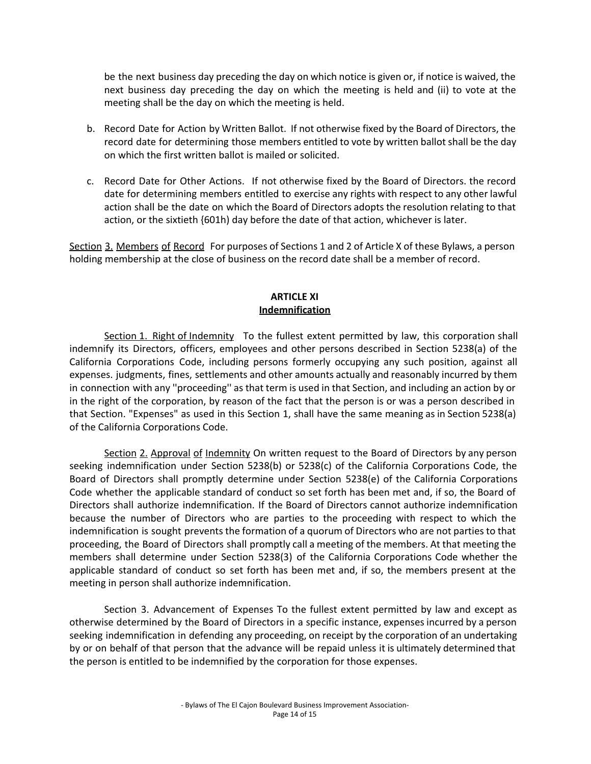be the next business day preceding the day on which notice is given or, if notice is waived, the next business day preceding the day on which the meeting is held and (ii) to vote at the meeting shall be the day on which the meeting is held.

b. Record Date for Action by Written Ballot. If not otherwise fixed by the Board of Directors, the record date for determining those members entitled to vote by written ballot shall be the day on which the first written ballot is mailed or solicited.

c. Record Date for Other Actions. If not otherwise fixed by the Board of Directors. the record date for determining members entitled to exercise any rights with respect to any other lawful action shall be the date on which the Board of Directors adopts the resolution relating to that action, or the sixtieth {601h) day before the date of that action, whichever is later.

Section 3. Members of Record For purposes of Sections 1 and 2 of Article X of these Bylaws, a person holding membership at the close of business on the record date shall be a member of record.

## ARTICLE XI
## Indemnification

Section 1. Right of Indemnity To the fullest extent permitted by law, this corporation shall indemnify its Directors, officers, employees and other persons described in Section 5238(a) of the California Corporations Code, including persons formerly occupying any such position, against all expenses. judgments, fines, settlements and other amounts actually and reasonably incurred by them in connection with any ''proceeding'' as that term is used in that Section, and including an action by or in the right of the corporation, by reason of the fact that the person is or was a person described in that Section. "Expenses" as used in this Section 1, shall have the same meaning as in Section 5238(a) of the California Corporations Code.

Section 2. Approval of Indemnity On written request to the Board of Directors by any person seeking indemnification under Section 5238(b) or 5238(c) of the California Corporations Code, the Board of Directors shall promptly determine under Section 5238(e) of the California Corporations Code whether the applicable standard of conduct so set forth has been met and, if so, the Board of Directors shall authorize indemnification. If the Board of Directors cannot authorize indemnification because the number of Directors who are parties to the proceeding with respect to which the indemnification is sought prevents the formation of a quorum of Directors who are not parties to that proceeding, the Board of Directors shall promptly call a meeting of the members. At that meeting the members shall determine under Section 5238(3) of the California Corporations Code whether the applicable standard of conduct so set forth has been met and, if so, the members present at the meeting in person shall authorize indemnification.

Section 3. Advancement of Expenses To the fullest extent permitted by law and except as otherwise determined by the Board of Directors in a specific instance, expenses incurred by a person seeking indemnification in defending any proceeding, on receipt by the corporation of an undertaking by or on behalf of that person that the advance will be repaid unless it is ultimately determined that the person is entitled to be indemnified by the corporation for those expenses.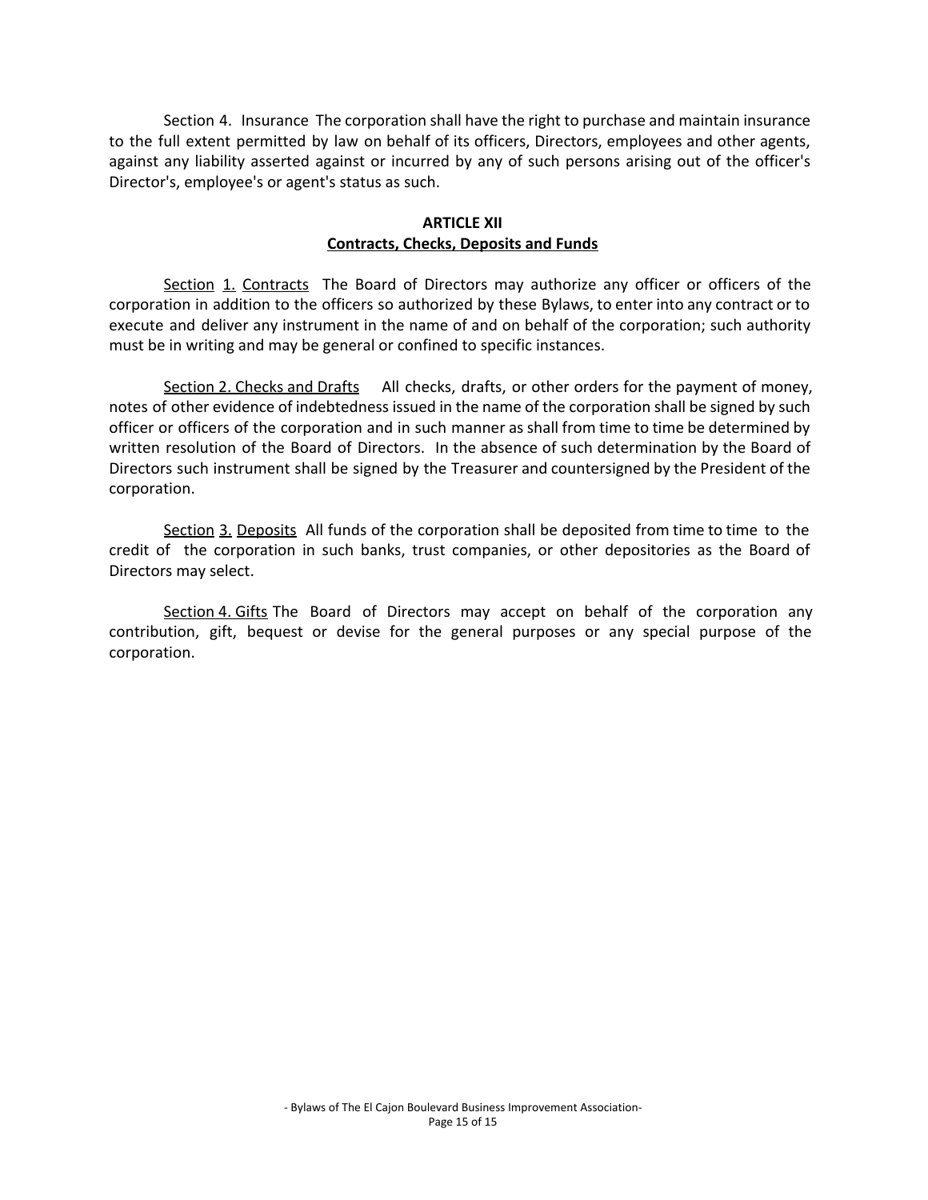Section 4. Insurance The corporation shall have the right to purchase and maintain insurance to the full extent permitted by law on behalf of its officers, Directors, employees and other agents, against any liability asserted against or incurred by any of such persons arising out of the officer's Director's, employee's or agent's status as such.

## ARTICLE XII
## Contracts, Checks, Deposits and Funds

Section 1. Contracts The Board of Directors may authorize any officer or officers of the corporation in addition to the officers so authorized by these Bylaws, to enter into any contract or to execute and deliver any instrument in the name of and on behalf of the corporation; such authority must be in writing and may be general or confined to specific instances.

Section 2. Checks and Drafts All checks, drafts, or other orders for the payment of money, notes of other evidence of indebtedness issued in the name of the corporation shall be signed by such officer or officers of the corporation and in such manner as shall from time to time be determined by written resolution of the Board of Directors. In the absence of such determination by the Board of Directors such instrument shall be signed by the Treasurer and countersigned by the President of the corporation.

Section 3. Deposits All funds of the corporation shall be deposited from time to time to the credit of the corporation in such banks, trust companies, or other depositories as the Board of Directors may select.

Section 4. Gifts The Board of Directors may accept on behalf of the corporation any contribution, gift, bequest or devise for the general purposes or any special purpose of the corporation.